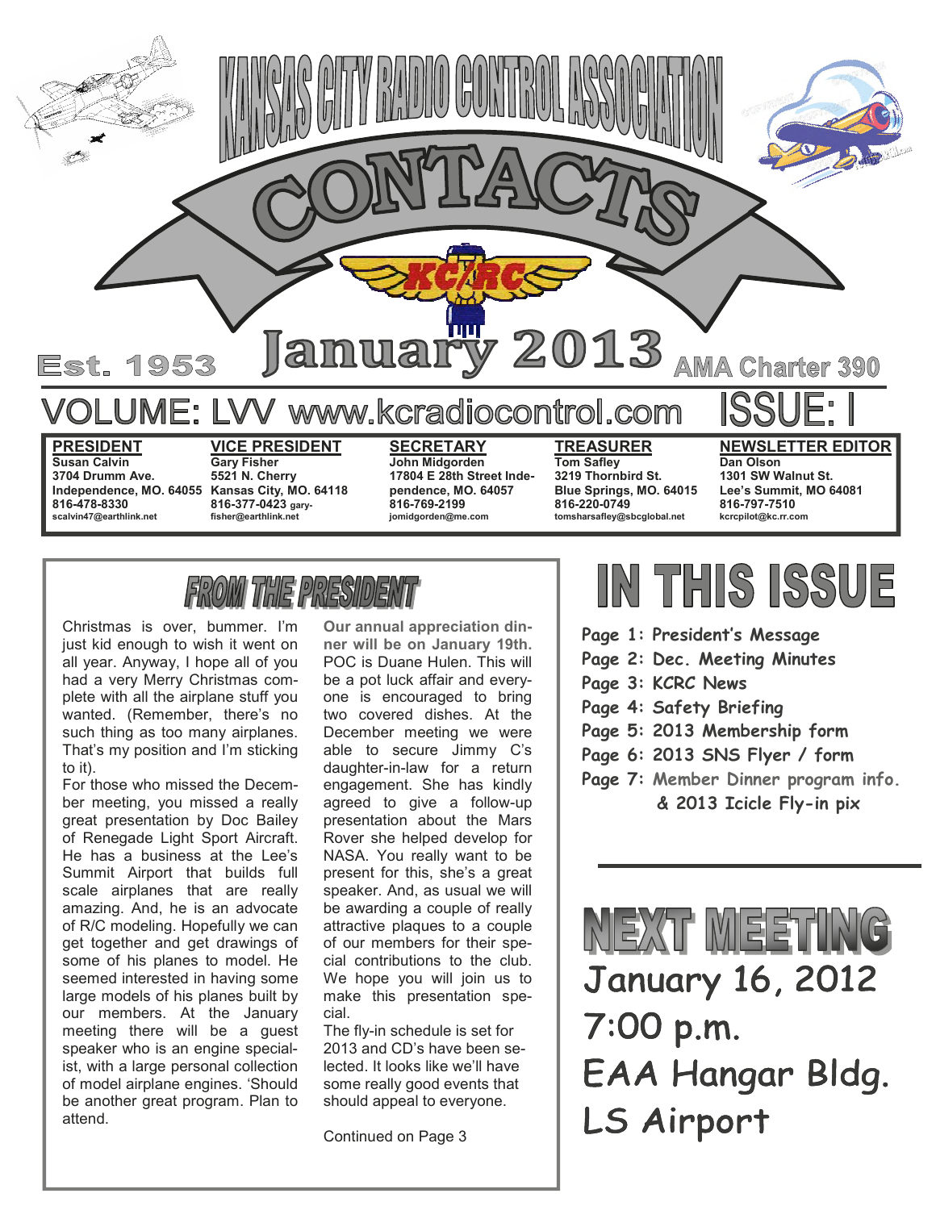# KANSAS CITY RADIO CONTROL ASSOCIATION

# CONTACTS

KC/RC

Est. 1953 **January 2013** AMA Charter 390

VOLUME: LVV www.kcradiocontrol.com ISSUE: I

| PRESIDENT | VICE PRESIDENT | SECRETARY | TREASURER | NEWSLETTER EDITOR |
|---|---|---|---|---|
| Susan Calvin | Gary Fisher | John Midgorden | Tom Safley | Dan Olson |
| 3704 Drumm Ave. | 5521 N. Cherry | 17804 E 28th Street Independence, MO. 64057 | 3219 Thornbird St. | 1301 SW Walnut St. |
| Independence, MO. 64055 | Kansas City, MO. 64118 | 816-769-2199 | Blue Springs, MO. 64015 | Lee's Summit, MO 64081 |
| 816-478-8330 | 816-377-0423 gary-fisher@earthlink.net | jomidgorden@me.com | 816-220-0749 | 816-797-7510 |
| scalvin47@earthlink.net | | | tomsharsafley@sbcglobal.net | kcrcpilot@kc.rr.com |

## FROM THE PRESIDENT

Christmas is over, bummer. I'm just kid enough to wish it went on all year. Anyway, I hope all of you had a very Merry Christmas complete with all the airplane stuff you wanted. (Remember, there's no such thing as too many airplanes. That's my position and I'm sticking to it).

For those who missed the December meeting, you missed a really great presentation by Doc Bailey of Renegade Light Sport Aircraft. He has a business at the Lee's Summit Airport that builds full scale airplanes that are really amazing. And, he is an advocate of R/C modeling. Hopefully we can get together and get drawings of some of his planes to model. He seemed interested in having some large models of his planes built by our members. At the January meeting there will be a guest speaker who is an engine specialist, with a large personal collection of model airplane engines. 'Should be another great program. Plan to attend.

**Our annual appreciation dinner will be on January 19th.** POC is Duane Hulen. This will be a pot luck affair and everyone is encouraged to bring two covered dishes. At the December meeting we were able to secure Jimmy C's daughter-in-law for a return engagement. She has kindly agreed to give a follow-up presentation about the Mars Rover she helped develop for NASA. You really want to be present for this, she's a great speaker. And, as usual we will be awarding a couple of really attractive plaques to a couple of our members for their special contributions to the club. We hope you will join us to make this presentation special.

The fly-in schedule is set for 2013 and CD's have been selected. It looks like we'll have some really good events that should appeal to everyone.

Continued on Page 3

## IN THIS ISSUE

- Page 1: President's Message
- Page 2: Dec. Meeting Minutes
- Page 3: KCRC News
- Page 4: Safety Briefing
- Page 5: 2013 Membership form
- Page 6: 2013 SNS Flyer / form
- Page 7: Member Dinner program info. & 2013 Icicle Fly-in pix

## NEXT MEETING

January 16, 2012
7:00 p.m.
EAA Hangar Bldg.
LS Airport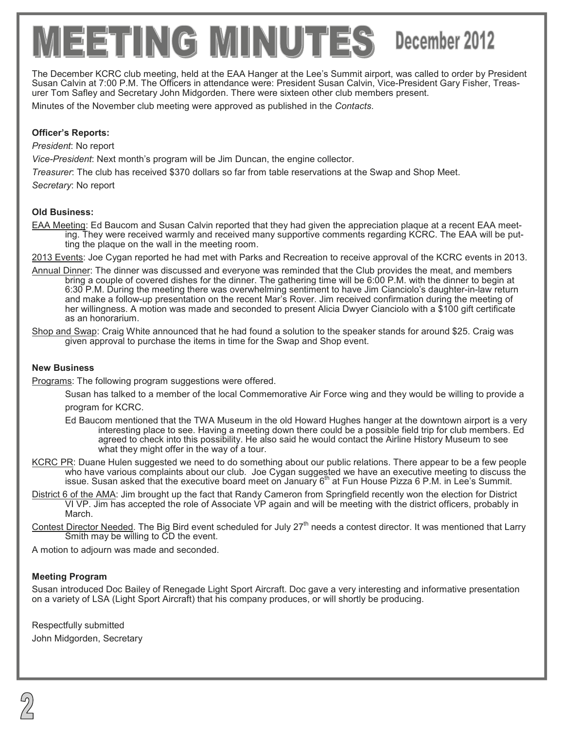# MEETING MINUTES December 2012

The December KCRC club meeting, held at the EAA Hanger at the Lee's Summit airport, was called to order by President Susan Calvin at 7:00 P.M. The Officers in attendance were: President Susan Calvin, Vice-President Gary Fisher, Treasurer Tom Safley and Secretary John Midgorden. There were sixteen other club members present.

Minutes of the November club meeting were approved as published in the *Contacts*.

**Officer's Reports:**

*President*: No report

*Vice-President*: Next month's program will be Jim Duncan, the engine collector.

*Treasurer*: The club has received $370 dollars so far from table reservations at the Swap and Shop Meet.

*Secretary*: No report

**Old Business:**

EAA Meeting: Ed Baucom and Susan Calvin reported that they had given the appreciation plaque at a recent EAA meeting. They were received warmly and received many supportive comments regarding KCRC. The EAA will be putting the plaque on the wall in the meeting room.

2013 Events: Joe Cygan reported he had met with Parks and Recreation to receive approval of the KCRC events in 2013.

Annual Dinner: The dinner was discussed and everyone was reminded that the Club provides the meat, and members bring a couple of covered dishes for the dinner. The gathering time will be 6:00 P.M. with the dinner to begin at 6:30 P.M. During the meeting there was overwhelming sentiment to have Jim Cianciolo's daughter-in-law return and make a follow-up presentation on the recent Mar's Rover. Jim received confirmation during the meeting of her willingness. A motion was made and seconded to present Alicia Dwyer Cianciolo with a $100 gift certificate as an honorarium.

Shop and Swap: Craig White announced that he had found a solution to the speaker stands for around $25. Craig was given approval to purchase the items in time for the Swap and Shop event.

**New Business**

Programs: The following program suggestions were offered.

Susan has talked to a member of the local Commemorative Air Force wing and they would be willing to provide a program for KCRC.

Ed Baucom mentioned that the TWA Museum in the old Howard Hughes hanger at the downtown airport is a very interesting place to see. Having a meeting down there could be a possible field trip for club members. Ed agreed to check into this possibility. He also said he would contact the Airline History Museum to see what they might offer in the way of a tour.

KCRC PR: Duane Hulen suggested we need to do something about our public relations. There appear to be a few people who have various complaints about our club. Joe Cygan suggested we have an executive meeting to discuss the issue. Susan asked that the executive board meet on January 6th at Fun House Pizza 6 P.M. in Lee's Summit.

District 6 of the AMA: Jim brought up the fact that Randy Cameron from Springfield recently won the election for District VI VP. Jim has accepted the role of Associate VP again and will be meeting with the district officers, probably in March.

Contest Director Needed. The Big Bird event scheduled for July 27th needs a contest director. It was mentioned that Larry Smith may be willing to CD the event.

A motion to adjourn was made and seconded.

**Meeting Program**

Susan introduced Doc Bailey of Renegade Light Sport Aircraft. Doc gave a very interesting and informative presentation on a variety of LSA (Light Sport Aircraft) that his company produces, or will shortly be producing.

Respectfully submitted

John Midgorden, Secretary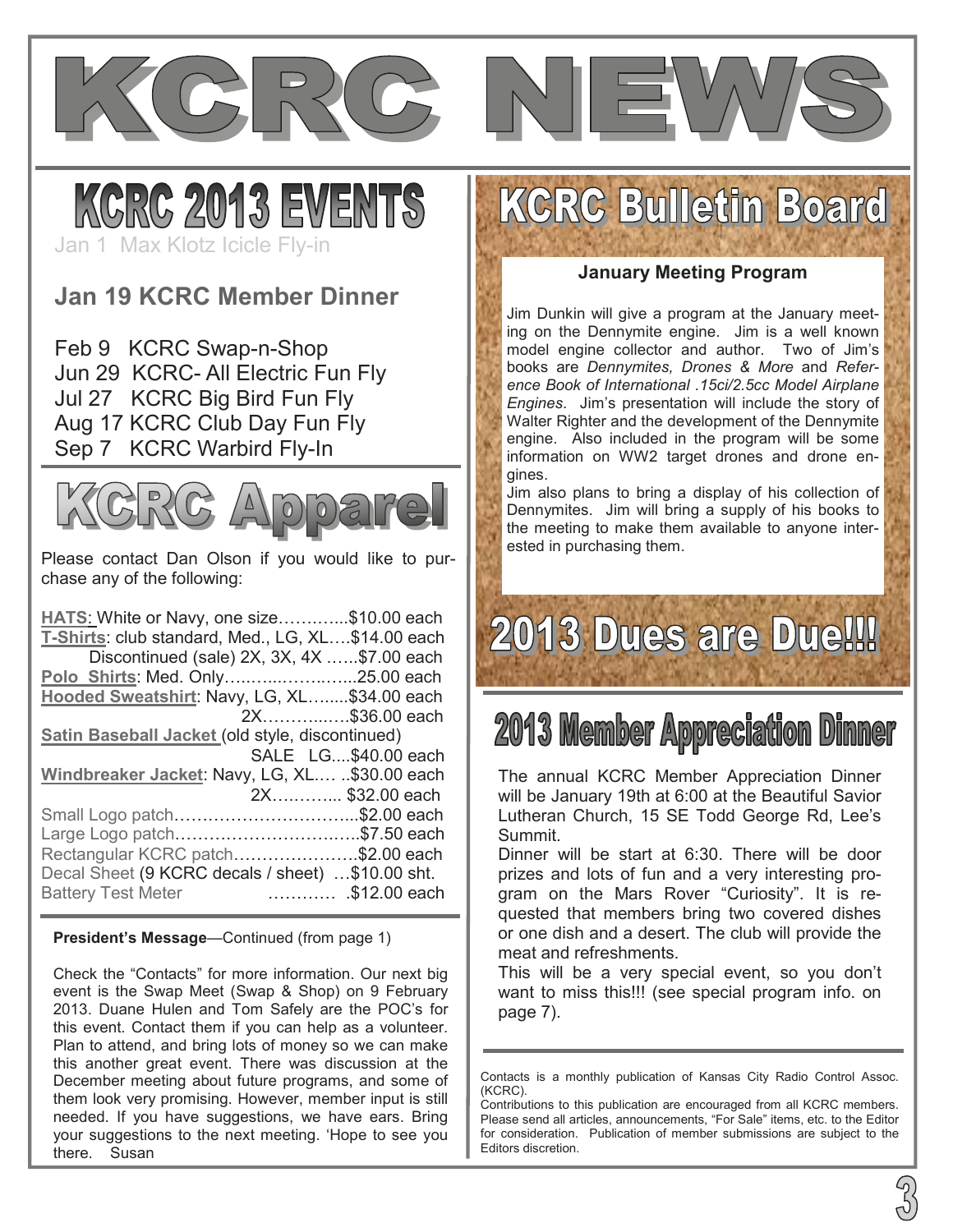# KCRC NEWS

## KCRC 2013 EVENTS

Jan 1 Max Klotz Icicle Fly-in

**Jan 19 KCRC Member Dinner**

Feb 9 KCRC Swap-n-Shop
Jun 29 KCRC- All Electric Fun Fly
Jul 27 KCRC Big Bird Fun Fly
Aug 17 KCRC Club Day Fun Fly
Sep 7 KCRC Warbird Fly-In

## KCRC Apparel

Please contact Dan Olson if you would like to purchase any of the following:

**HATS**: White or Navy, one size………...$10.00 each
**T-Shirts**: club standard, Med., LG, XL….$14.00 each
Discontinued (sale) 2X, 3X, 4X …...$7.00 each
**Polo Shirts**: Med. Only…….....……..…..25.00 each
**Hooded Sweatshirt**: Navy, LG, XL…......$34.00 each
2X………...….$36.00 each
**Satin Baseball Jacket** (old style, discontinued)
SALE LG....$40.00 each
**Windbreaker Jacket**: Navy, LG, XL.… ..$30.00 each
2X………... $32.00 each
Small Logo patch…………………………...$2.00 each
Large Logo patch…………………………….$7.50 each
Rectangular KCRC patch…………………..$2.00 each
Decal Sheet (9 KCRC decals / sheet) …$10.00 sht.
Battery Test Meter ………… .$12.00 each

**President's Message**—Continued (from page 1)

Check the "Contacts" for more information. Our next big event is the Swap Meet (Swap & Shop) on 9 February 2013. Duane Hulen and Tom Safely are the POC's for this event. Contact them if you can help as a volunteer. Plan to attend, and bring lots of money so we can make this another great event. There was discussion at the December meeting about future programs, and some of them look very promising. However, member input is still needed. If you have suggestions, we have ears. Bring your suggestions to the next meeting. 'Hope to see you there. Susan

## KCRC Bulletin Board

### January Meeting Program

Jim Dunkin will give a program at the January meeting on the Dennymite engine. Jim is a well known model engine collector and author. Two of Jim's books are *Dennymites, Drones & More* and *Reference Book of International .15ci/2.5cc Model Airplane Engines*. Jim's presentation will include the story of Walter Righter and the development of the Dennymite engine. Also included in the program will be some information on WW2 target drones and drone engines.

Jim also plans to bring a display of his collection of Dennymites. Jim will bring a supply of his books to the meeting to make them available to anyone interested in purchasing them.

## 2013 Dues are Due!!!

## 2013 Member Appreciation Dinner

The annual KCRC Member Appreciation Dinner will be January 19th at 6:00 at the Beautiful Savior Lutheran Church, 15 SE Todd George Rd, Lee's Summit.

Dinner will be start at 6:30. There will be door prizes and lots of fun and a very interesting program on the Mars Rover "Curiosity". It is requested that members bring two covered dishes or one dish and a desert. The club will provide the meat and refreshments.

This will be a very special event, so you don't want to miss this!!! (see special program info. on page 7).

Contacts is a monthly publication of Kansas City Radio Control Assoc. (KCRC).
Contributions to this publication are encouraged from all KCRC members. Please send all articles, announcements, "For Sale" items, etc. to the Editor for consideration. Publication of member submissions are subject to the Editors discretion.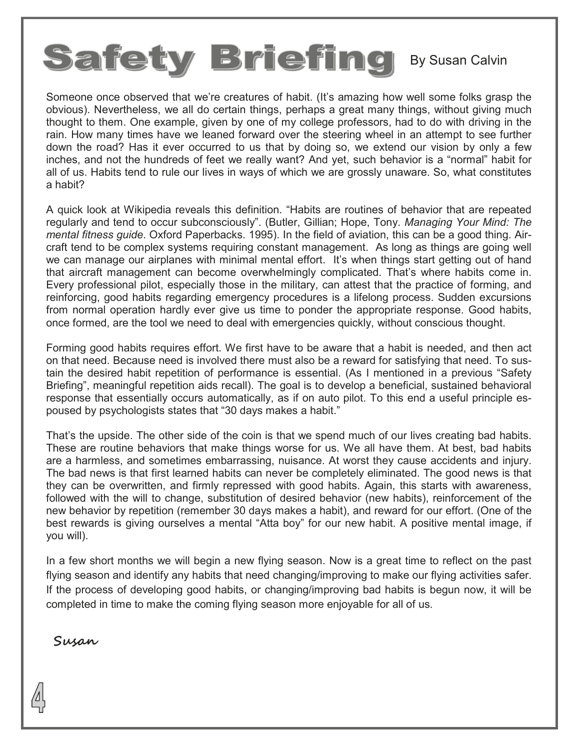# Safety Briefing

By Susan Calvin

Someone once observed that we're creatures of habit. (It's amazing how well some folks grasp the obvious). Nevertheless, we all do certain things, perhaps a great many things, without giving much thought to them. One example, given by one of my college professors, had to do with driving in the rain. How many times have we leaned forward over the steering wheel in an attempt to see further down the road? Has it ever occurred to us that by doing so, we extend our vision by only a few inches, and not the hundreds of feet we really want? And yet, such behavior is a "normal" habit for all of us. Habits tend to rule our lives in ways of which we are grossly unaware. So, what constitutes a habit?

A quick look at Wikipedia reveals this definition. "Habits are routines of behavior that are repeated regularly and tend to occur subconsciously". (Butler, Gillian; Hope, Tony. *Managing Your Mind: The mental fitness guide*. Oxford Paperbacks. 1995). In the field of aviation, this can be a good thing. Aircraft tend to be complex systems requiring constant management. As long as things are going well we can manage our airplanes with minimal mental effort. It's when things start getting out of hand that aircraft management can become overwhelmingly complicated. That's where habits come in. Every professional pilot, especially those in the military, can attest that the practice of forming, and reinforcing, good habits regarding emergency procedures is a lifelong process. Sudden excursions from normal operation hardly ever give us time to ponder the appropriate response. Good habits, once formed, are the tool we need to deal with emergencies quickly, without conscious thought.

Forming good habits requires effort. We first have to be aware that a habit is needed, and then act on that need. Because need is involved there must also be a reward for satisfying that need. To sustain the desired habit repetition of performance is essential. (As I mentioned in a previous "Safety Briefing", meaningful repetition aids recall). The goal is to develop a beneficial, sustained behavioral response that essentially occurs automatically, as if on auto pilot. To this end a useful principle espoused by psychologists states that "30 days makes a habit."

That's the upside. The other side of the coin is that we spend much of our lives creating bad habits. These are routine behaviors that make things worse for us. We all have them. At best, bad habits are a harmless, and sometimes embarrassing, nuisance. At worst they cause accidents and injury. The bad news is that first learned habits can never be completely eliminated. The good news is that they can be overwritten, and firmly repressed with good habits. Again, this starts with awareness, followed with the will to change, substitution of desired behavior (new habits), reinforcement of the new behavior by repetition (remember 30 days makes a habit), and reward for our effort. (One of the best rewards is giving ourselves a mental "Atta boy" for our new habit. A positive mental image, if you will).

In a few short months we will begin a new flying season. Now is a great time to reflect on the past flying season and identify any habits that need changing/improving to make our flying activities safer. If the process of developing good habits, or changing/improving bad habits is begun now, it will be completed in time to make the coming flying season more enjoyable for all of us.

*Susan*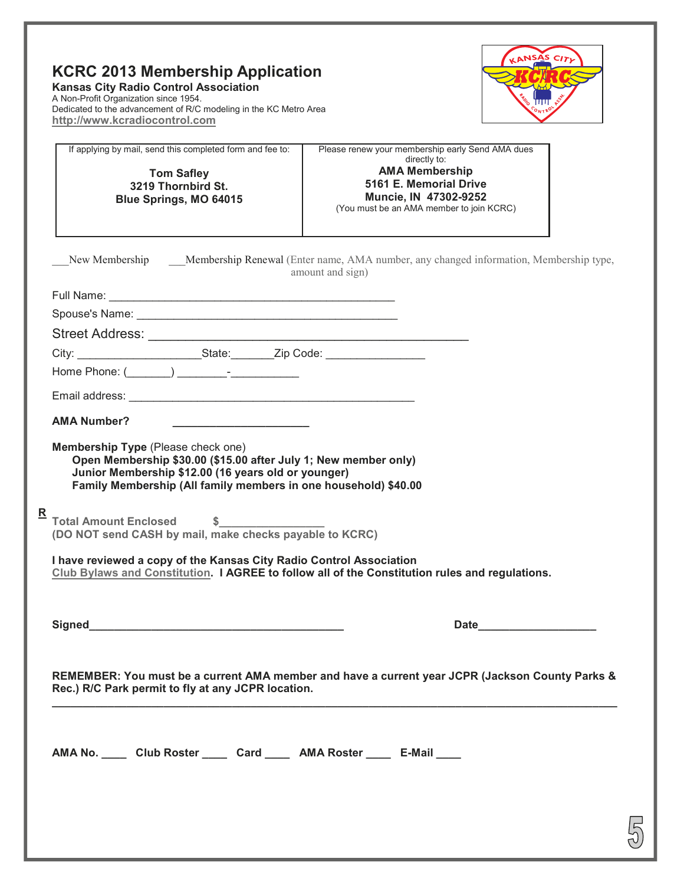# KCRC 2013 Membership Application

**Kansas City Radio Control Association**

A Non-Profit Organization since 1954.

Dedicated to the advancement of R/C modeling in the KC Metro Area

http://www.kcradiocontrol.com

| If applying by mail, send this completed form and fee to:<br><br>**Tom Safley**<br>**3219 Thornbird St.**<br>**Blue Springs, MO 64015** | Please renew your membership early Send AMA dues directly to:<br>**AMA Membership**<br>**5161 E. Memorial Drive**<br>**Muncie, IN 47302-9252**<br>(You must be an AMA member to join KCRC) |
|---|---|

___New Membership ___Membership Renewal (Enter name, AMA number, any changed information, Membership type, amount and sign)

Full Name: ______________________________________________

Spouse's Name: __________________________________________

Street Address: _______________________________________________

City: ____________________State:_______Zip Code: ________________

Home Phone: (_______) ________-___________

Email address: _______________________________________________

**AMA Number?** _____________________

**Membership Type** (Please check one)

**Open Membership $30.00 ($15.00 after July 1; New member only)**
**Junior Membership $12.00 (16 years old or younger)**
**Family Membership (All family members in one household) $40.00**

R

**Total Amount Enclosed $________________**
**(DO NOT send CASH by mail, make checks payable to KCRC)**

**I have reviewed a copy of the Kansas City Radio Control Association Club Bylaws and Constitution. I AGREE to follow all of the Constitution rules and regulations.**

**Signed_________________________________________ Date___________________**

**REMEMBER: You must be a current AMA member and have a current year JCPR (Jackson County Parks & Rec.) R/C Park permit to fly at any JCPR location.**

---

**AMA No. ____ Club Roster ____ Card ____ AMA Roster ____ E-Mail ____**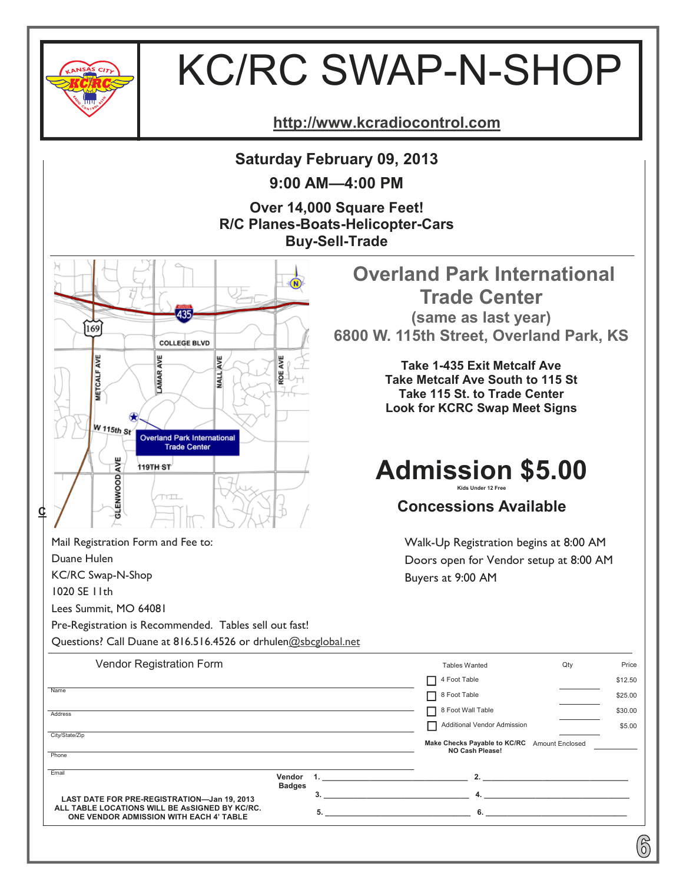# KC/RC SWAP-N-SHOP

http://www.kcradiocontrol.com

**Saturday February 09, 2013**

**9:00 AM—4:00 PM**

**Over 14,000 Square Feet!**
**R/C Planes-Boats-Helicopter-Cars**
**Buy-Sell-Trade**

## Overland Park International Trade Center

**(same as last year)**

**6800 W. 115th Street, Overland Park, KS**

**Take 1-435 Exit Metcalf Ave**
**Take Metcalf Ave South to 115 St**
**Take 115 St. to Trade Center**
**Look for KCRC Swap Meet Signs**

# Admission $5.00

Kids Under 12 Free

**Concessions Available**

Mail Registration Form and Fee to:
Duane Hulen
KC/RC Swap-N-Shop
1020 SE 11th
Lees Summit, MO 64081
Pre-Registration is Recommended. Tables sell out fast!
Questions? Call Duane at 816.516.4526 or drhulen@sbcglobal.net

Walk-Up Registration begins at 8:00 AM
Doors open for Vendor setup at 8:00 AM
Buyers at 9:00 AM

## Vendor Registration Form

Name ______________________________

Address ______________________________

City/State/Zip ______________________________

Phone ______________________________

Email ______________________________

| Tables Wanted | Qty | Price |
| --- | --- | --- |
| ☐ 4 Foot Table | ______ | $12.50 |
| ☐ 8 Foot Table | ______ | $25.00 |
| ☐ 8 Foot Wall Table | ______ | $30.00 |
| ☐ Additional Vendor Admission | ______ | $5.00 |

**Make Checks Payable to KC/RC** Amount Enclosed ______
**NO Cash Please!**

**Vendor Badges**
1. ______________ 2. ______________
3. ______________ 4. ______________
5. ______________ 6. ______________

**LAST DATE FOR PRE-REGISTRATION—Jan 19, 2013**
**ALL TABLE LOCATIONS WILL BE ASSIGNED BY KC/RC.**
**ONE VENDOR ADMISSION WITH EACH 4' TABLE**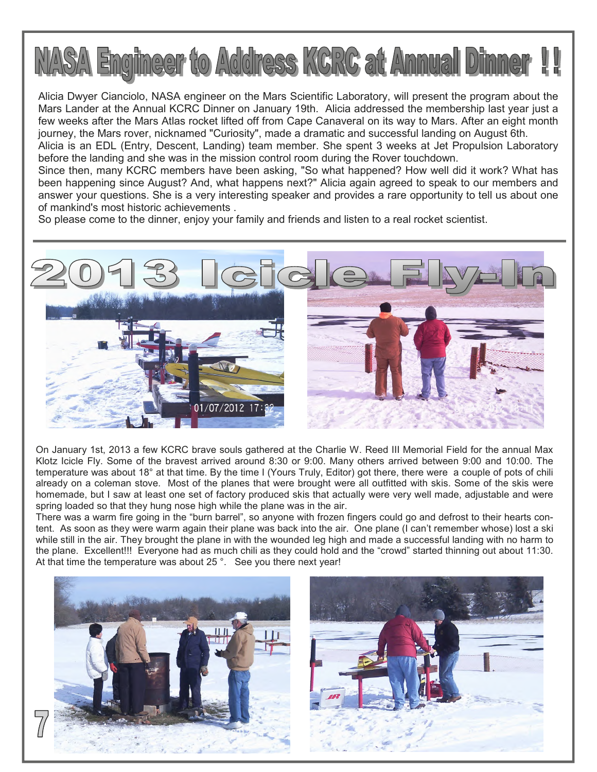# NASA Engineer to Address KCRC at Annual Dinner !!

Alicia Dwyer Cianciolo, NASA engineer on the Mars Scientific Laboratory, will present the program about the Mars Lander at the Annual KCRC Dinner on January 19th. Alicia addressed the membership last year just a few weeks after the Mars Atlas rocket lifted off from Cape Canaveral on its way to Mars. After an eight month journey, the Mars rover, nicknamed "Curiosity", made a dramatic and successful landing on August 6th.
Alicia is an EDL (Entry, Descent, Landing) team member. She spent 3 weeks at Jet Propulsion Laboratory before the landing and she was in the mission control room during the Rover touchdown.
Since then, many KCRC members have been asking, "So what happened? How well did it work? What has been happening since August? And, what happens next?" Alicia again agreed to speak to our members and answer your questions. She is a very interesting speaker and provides a rare opportunity to tell us about one of mankind's most historic achievements .
So please come to the dinner, enjoy your family and friends and listen to a real rocket scientist.

# 2013 Icicle Fly-In

On January 1st, 2013 a few KCRC brave souls gathered at the Charlie W. Reed III Memorial Field for the annual Max Klotz Icicle Fly. Some of the bravest arrived around 8:30 or 9:00. Many others arrived between 9:00 and 10:00. The temperature was about 18° at that time. By the time I (Yours Truly, Editor) got there, there were a couple of pots of chili already on a coleman stove. Most of the planes that were brought were all outfitted with skis. Some of the skis were homemade, but I saw at least one set of factory produced skis that actually were very well made, adjustable and were spring loaded so that they hung nose high while the plane was in the air.
There was a warm fire going in the "burn barrel", so anyone with frozen fingers could go and defrost to their hearts content. As soon as they were warm again their plane was back into the air. One plane (I can't remember whose) lost a ski while still in the air. They brought the plane in with the wounded leg high and made a successful landing with no harm to the plane. Excellent!!! Everyone had as much chili as they could hold and the "crowd" started thinning out about 11:30. At that time the temperature was about 25 °. See you there next year!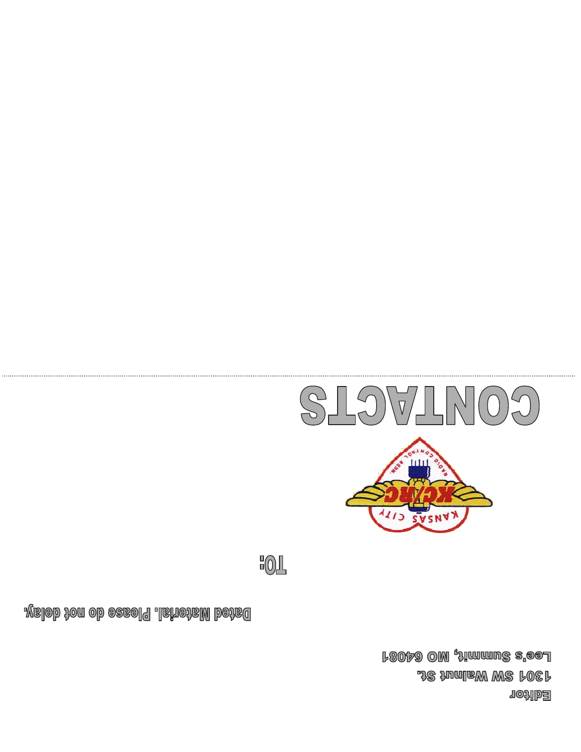Editor
1301 SW Walnut St.
Lee's Summit, MO 64081

Dated Material. Please do not delay.

TO:

# CONTACTS